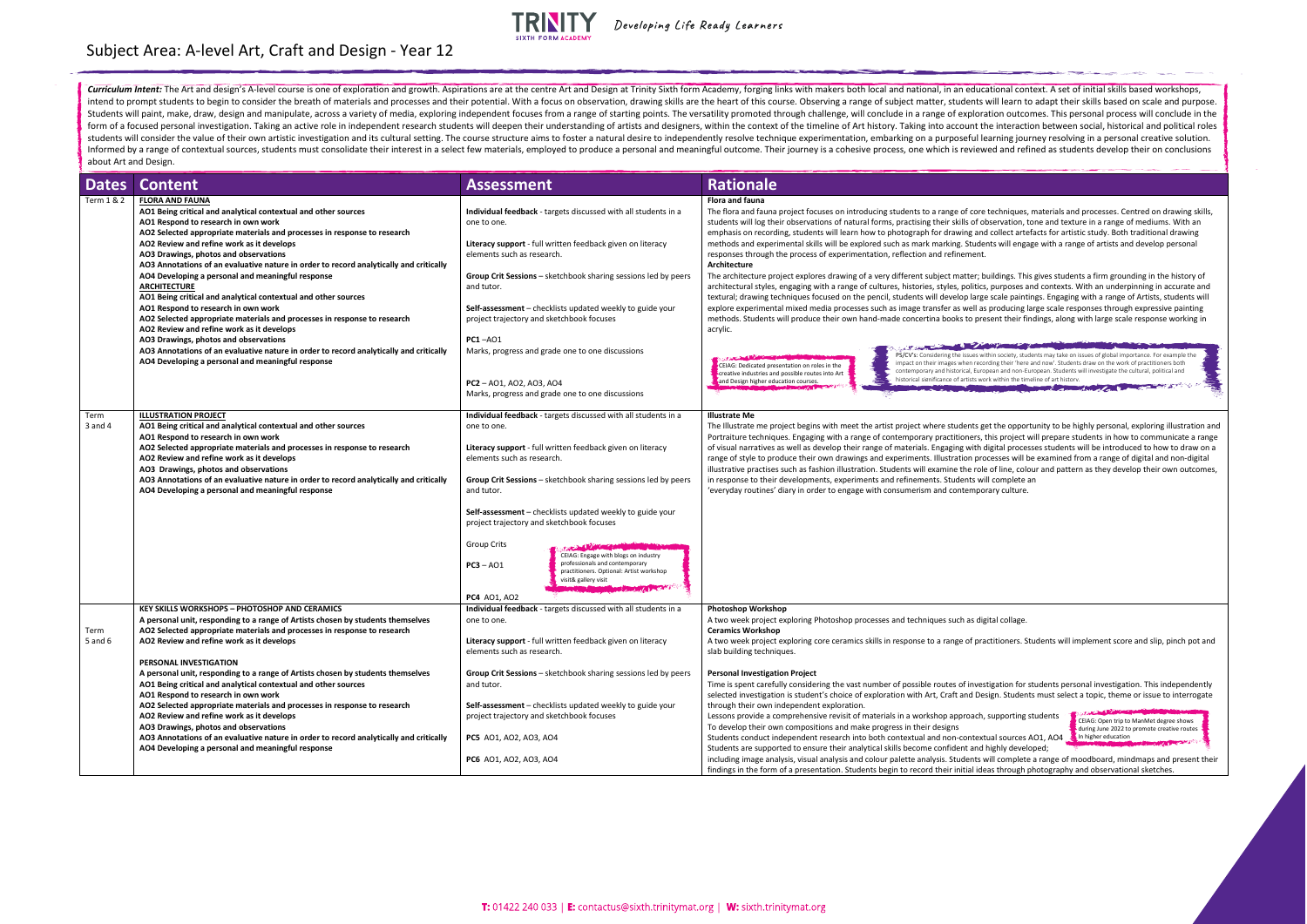# Subject Area: A-level Art, Craft and Design - Year 12

***Curriculum Intent:*** The Art and design's A-level course is one of exploration and growth. Aspirations are at the centre Art and Design at Trinity Sixth form Academy, forging links with makers both local and national, in an educational context. A set of initial skills based workshops, intend to prompt students to begin to consider the breath of materials and processes and their potential. With a focus on observation, drawing skills are the heart of this course. Observing a range of subject matter, students will learn to adapt their skills based on scale and purpose. Students will paint, make, draw, design and manipulate, across a variety of media, exploring independent focuses from a range of starting points. The versatility promoted through challenge, will conclude in a range of exploration outcomes. This personal process will conclude in the form of a focused personal investigation. Taking an active role in independent research students will deepen their understanding of artists and designers, within the context of the timeline of Art history. Taking into account the interaction between social, historical and political roles students will consider the value of their own artistic investigation and its cultural setting. The course structure aims to foster a natural desire to independently resolve technique experimentation, embarking on a purposeful learning journey resolving in a personal creative solution. Informed by a range of contextual sources, students must consolidate their interest in a select few materials, employed to produce a personal and meaningful outcome. Their journey is a cohesive process, one which is reviewed and refined as students develop their on conclusions about Art and Design.

| Dates | Content | Assessment | Rationale |
|---|---|---|---|
| Term 1 & 2 | **FLORA AND FAUNA**<br>**AO1 Being critical and analytical contextual and other sources**<br>**AO1 Respond to research in own work**<br>**AO2 Selected appropriate materials and processes in response to research**<br>**AO2 Review and refine work as it develops**<br>**AO3 Drawings, photos and observations**<br>**AO3 Annotations of an evaluative nature in order to record analytically and critically**<br>**AO4 Developing a personal and meaningful response**<br>**ARCHITECTURE**<br>**AO1 Being critical and analytical contextual and other sources**<br>**AO1 Respond to research in own work**<br>**AO2 Selected appropriate materials and processes in response to research**<br>**AO2 Review and refine work as it develops**<br>**AO3 Drawings, photos and observations**<br>**AO3 Annotations of an evaluative nature in order to record analytically and critically**<br>**AO4 Developing a personal and meaningful response** | **Individual feedback** - targets discussed with all students in a one to one.<br><br>**Literacy support** - full written feedback given on literacy elements such as research.<br><br>**Group Crit Sessions** – sketchbook sharing sessions led by peers and tutor.<br><br>**Self-assessment** – checklists updated weekly to guide your project trajectory and sketchbook focuses<br><br>**PC1** –AO1<br>Marks, progress and grade one to one discussions<br><br>**PC2** – AO1, AO2, AO3, AO4<br>Marks, progress and grade one to one discussions | **Flora and fauna**<br>The flora and fauna project focuses on introducing students to a range of core techniques, materials and processes. Centred on drawing skills, students will log their observations of natural forms, practising their skills of observation, tone and texture in a range of mediums. With an emphasis on recording, students will learn how to photograph for drawing and collect artefacts for artistic study. Both traditional drawing methods and experimental skills will be explored such as mark marking. Students will engage with a range of artists and develop personal responses through the process of experimentation, reflection and refinement.<br>**Architecture**<br>The architecture project explores drawing of a very different subject matter; buildings. This gives students a firm grounding in the history of architectural styles, engaging with a range of cultures, histories, styles, politics, purposes and contexts. With an underpinning in accurate and textural; drawing techniques focused on the pencil, students will develop large scale paintings. Engaging with a range of Artists, students will explore experimental mixed media processes such as image transfer as well as producing large scale responses through expressive painting methods. Students will produce their own hand-made concertina books to present their findings, along with large scale response working in acrylic.<br><br>CEIAG: Dedicated presentation on roles in the creative industries and possible routes into Art and Design higher education courses.<br><br>PS/CV's: Considering the issues within society, students may take on issues of global importance. For example the impact on their images when recording their 'here and now'. Students draw on the work of practitioners both contemporary and historical, European and non-European. Students will investigate the cultural, political and historical significance of artists work within the timeline of art history. |
| Term 3 and 4 | **ILLUSTRATION PROJECT**<br>**AO1 Being critical and analytical contextual and other sources**<br>**AO1 Respond to research in own work**<br>**AO2 Selected appropriate materials and processes in response to research**<br>**AO2 Review and refine work as it develops**<br>**AO3 Drawings, photos and observations**<br>**AO3 Annotations of an evaluative nature in order to record analytically and critically**<br>**AO4 Developing a personal and meaningful response** | **Individual feedback** - targets discussed with all students in a one to one.<br><br>**Literacy support** - full written feedback given on literacy elements such as research.<br><br>**Group Crit Sessions** – sketchbook sharing sessions led by peers and tutor.<br><br>**Self-assessment** – checklists updated weekly to guide your project trajectory and sketchbook focuses<br><br>Group Crits<br><br>**PC3** – AO1<br><br>CEIAG: Engage with blogs on industry professionals and contemporary practitioners. Optional: Artist workshop visit& gallery visit<br><br>**PC4** AO1, AO2 | **Illustrate Me**<br>The Illustrate me project begins with meet the artist project where students get the opportunity to be highly personal, exploring illustration and Portraiture techniques. Engaging with a range of contemporary practitioners, this project will prepare students in how to communicate a range of visual narratives as well as develop their range of materials. Engaging with digital processes students will be introduced to how to draw on a range of style to produce their own drawings and experiments. Illustration processes will be examined from a range of digital and non-digital illustrative practises such as fashion illustration. Students will examine the role of line, colour and pattern as they develop their own outcomes, in response to their developments, experiments and refinements. Students will complete an 'everyday routines' diary in order to engage with consumerism and contemporary culture. |
| Term 5 and 6 | **KEY SKILLS WORKSHOPS – PHOTOSHOP AND CERAMICS**<br>**A personal unit, responding to a range of Artists chosen by students themselves**<br>**AO2 Selected appropriate materials and processes in response to research**<br>**AO2 Review and refine work as it develops**<br><br>**PERSONAL INVESTIGATION**<br>**A personal unit, responding to a range of Artists chosen by students themselves**<br>**AO1 Being critical and analytical contextual and other sources**<br>**AO1 Respond to research in own work**<br>**AO2 Selected appropriate materials and processes in response to research**<br>**AO2 Review and refine work as it develops**<br>**AO3 Drawings, photos and observations**<br>**AO3 Annotations of an evaluative nature in order to record analytically and critically**<br>**AO4 Developing a personal and meaningful response** | **Individual feedback** - targets discussed with all students in a one to one.<br><br>**Literacy support** - full written feedback given on literacy elements such as research.<br><br>**Group Crit Sessions** – sketchbook sharing sessions led by peers and tutor.<br><br>**Self-assessment** – checklists updated weekly to guide your project trajectory and sketchbook focuses<br><br>**PC5** AO1, AO2, AO3, AO4<br><br>**PC6** AO1, AO2, AO3, AO4 | **Photoshop Workshop**<br>A two week project exploring Photoshop processes and techniques such as digital collage.<br>**Ceramics Workshop**<br>A two week project exploring core ceramics skills in response to a range of practitioners. Students will implement score and slip, pinch pot and slab building techniques.<br><br>**Personal Investigation Project**<br>Time is spent carefully considering the vast number of possible routes of investigation for students personal investigation. This independently selected investigation is student's choice of exploration with Art, Craft and Design. Students must select a topic, theme or issue to interrogate through their own independent exploration.<br>Lessons provide a comprehensive revisit of materials in a workshop approach, supporting students To develop their own compositions and make progress in their designs<br>Students conduct independent research into both contextual and non-contextual sources AO1, AO4<br>Students are supported to ensure their analytical skills become confident and highly developed; including image analysis, visual analysis and colour palette analysis. Students will complete a range of moodboard, mindmaps and present their findings in the form of a presentation. Students begin to record their initial ideas through photography and observational sketches.<br><br>CEIAG: Open trip to ManMet degree shows during June 2022 to promote creative routes in higher education |

T: 01422 240 033 | E: contactus@sixth.trinitymat.org | W: sixth.trinitymat.org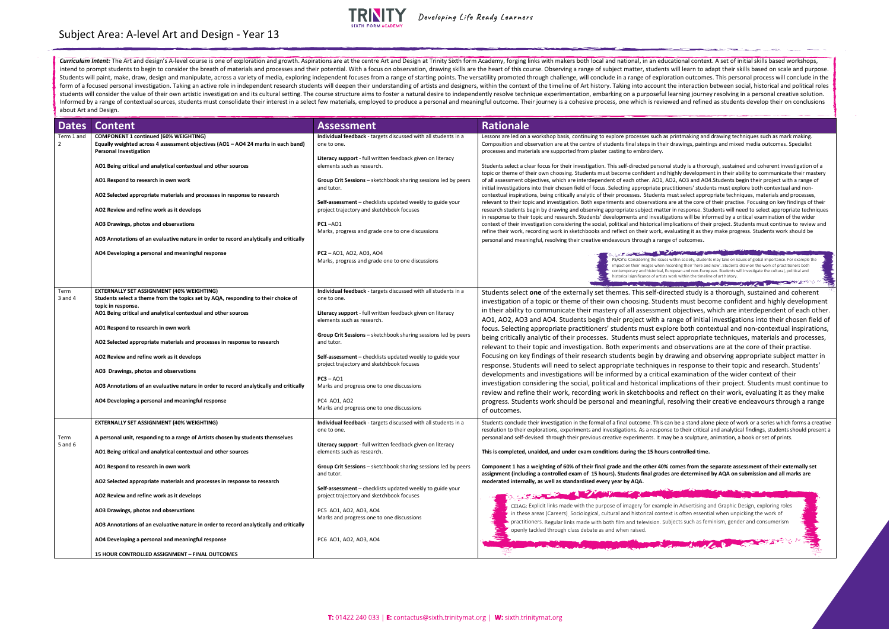# Subject Area: A-level Art and Design - Year 13

***Curriculum Intent:*** The Art and design's A-level course is one of exploration and growth. Aspirations are at the centre Art and Design at Trinity Sixth form Academy, forging links with makers both local and national, in an educational context. A set of initial skills based workshops, intend to prompt students to begin to consider the breath of materials and processes and their potential. With a focus on observation, drawing skills are the heart of this course. Observing a range of subject matter, students will learn to adapt their skills based on scale and purpose. Students will paint, make, draw, design and manipulate, across a variety of media, exploring independent focuses from a range of starting points. The versatility promoted through challenge, will conclude in a range of exploration outcomes. This personal process will conclude in the form of a focused personal investigation. Taking an active role in independent research students will deepen their understanding of artists and designers, within the context of the timeline of Art history. Taking into account the interaction between social, historical and political roles students will consider the value of their own artistic investigation and its cultural setting. The course structure aims to foster a natural desire to independently resolve technique experimentation, embarking on a purposeful learning journey resolving in a personal creative solution. Informed by a range of contextual sources, students must consolidate their interest in a select few materials, employed to produce a personal and meaningful outcome. Their journey is a cohesive process, one which is reviewed and refined as students develop their on conclusions about Art and Design.

| Dates | Content | Assessment | Rationale |
|---|---|---|---|
| Term 1 and 2 | **COMPONENT 1 continued (60% WEIGHTING)**<br>**Equally weighted across 4 assessment objectives (AO1 – AO4 24 marks in each band)**<br>**Personal Investigation**<br><br>**AO1 Being critical and analytical contextual and other sources**<br><br>**AO1 Respond to research in own work**<br><br>**AO2 Selected appropriate materials and processes in response to research**<br><br>**AO2 Review and refine work as it develops**<br><br>**AO3 Drawings, photos and observations**<br><br>**AO3 Annotations of an evaluative nature in order to record analytically and critically**<br><br>**AO4 Developing a personal and meaningful response** | **Individual feedback** - targets discussed with all students in a one to one.<br><br>**Literacy support** - full written feedback given on literacy elements such as research.<br><br>**Group Crit Sessions** – sketchbook sharing sessions led by peers and tutor.<br><br>**Self-assessment** – checklists updated weekly to guide your project trajectory and sketchbook focuses<br><br>**PC1** –AO1<br>Marks, progress and grade one to one discussions<br><br>**PC2** – AO1, AO2, AO3, AO4<br>Marks, progress and grade one to one discussions | Lessons are led on a workshop basis, continuing to explore processes such as printmaking and drawing techniques such as mark making. Composition and observation are at the centre of students final steps in their drawings, paintings and mixed media outcomes. Specialist processes and materials are supported from plaster casting to embroidery.<br><br>Students select a clear focus for their investigation. This self-directed personal study is a thorough, sustained and coherent investigation of a topic or theme of their own choosing. Students must become confident and highly development in their ability to communicate their mastery of all assessment objectives, which are interdependent of each other. AO1, AO2, AO3 and AO4.Students begin their project with a range of initial investigations into their chosen field of focus. Selecting appropriate practitioners' students must explore both contextual and non-contextual inspirations, being critically analytic of their processes. Students must select appropriate techniques, materials and processes, relevant to their topic and investigation. Both experiments and observations are at the core of their practise. Focusing on key findings of their research students begin by drawing and observing appropriate subject matter in response. Students will need to select appropriate techniques in response to their topic and research. Students' developments and investigations will be informed by a critical examination of the wider context of their investigation considering the social, political and historical implications of their project. Students must continue to review and refine their work, recording work in sketchbooks and reflect on their work, evaluating it as they make progress. Students work should be personal and meaningful, resolving their creative endeavours through a range of outcomes.<br><br>**PS/CV's:** Considering the issues within society, students may take on issues of global importance. For example the impact on their images when recording their 'here and now'. Students draw on the work of practitioners both contemporary and historical, European and non-European. Students will investigate the cultural, political and historical significance of artists work within the timeline of art history. |
| Term 3 and 4 | **EXTERNALLY SET ASSIGNMENT (40% WEIGHTING)**<br>**Students select a theme from the topics set by AQA, responding to their choice of topic in response.**<br>**AO1 Being critical and analytical contextual and other sources**<br><br>**AO1 Respond to research in own work**<br><br>**AO2 Selected appropriate materials and processes in response to research**<br><br>**AO2 Review and refine work as it develops**<br><br>**AO3 Drawings, photos and observations**<br><br>**AO3 Annotations of an evaluative nature in order to record analytically and critically**<br><br>**AO4 Developing a personal and meaningful response** | **Individual feedback** - targets discussed with all students in a one to one.<br><br>**Literacy support** - full written feedback given on literacy elements such as research.<br><br>**Group Crit Sessions** – sketchbook sharing sessions led by peers and tutor.<br><br>**Self-assessment** – checklists updated weekly to guide your project trajectory and sketchbook focuses<br><br>**PC3** – AO1<br>Marks and progress one to one discussions<br><br>PC4 AO1, AO2<br>Marks and progress one to one discussions | Students select **one** of the externally set themes. This self-directed study is a thorough, sustained and coherent investigation of a topic or theme of their own choosing. Students must become confident and highly development in their ability to communicate their mastery of all assessment objectives, which are interdependent of each other. AO1, AO2, AO3 and AO4. Students begin their project with a range of initial investigations into their chosen field of focus. Selecting appropriate practitioners' students must explore both contextual and non-contextual inspirations, being critically analytic of their processes. Students must select appropriate techniques, materials and processes, relevant to their topic and investigation. Both experiments and observations are at the core of their practise. Focusing on key findings of their research students begin by drawing and observing appropriate subject matter in response. Students will need to select appropriate techniques in response to their topic and research. Students' developments and investigations will be informed by a critical examination of the wider context of their investigation considering the social, political and historical implications of their project. Students must continue to review and refine their work, recording work in sketchbooks and reflect on their work, evaluating it as they make progress. Students work should be personal and meaningful, resolving their creative endeavours through a range of outcomes. |
| Term 5 and 6 | **EXTERNALLY SET ASSIGNMENT (40% WEIGHTING)**<br><br>**A personal unit, responding to a range of Artists chosen by students themselves**<br><br>**AO1 Being critical and analytical contextual and other sources**<br><br>**AO1 Respond to research in own work**<br><br>**AO2 Selected appropriate materials and processes in response to research**<br><br>**AO2 Review and refine work as it develops**<br><br>**AO3 Drawings, photos and observations**<br><br>**AO3 Annotations of an evaluative nature in order to record analytically and critically**<br><br>**AO4 Developing a personal and meaningful response**<br><br>**15 HOUR CONTROLLED ASSIGNMENT – FINAL OUTCOMES** | **Individual feedback** - targets discussed with all students in a one to one.<br><br>**Literacy support** - full written feedback given on literacy elements such as research.<br><br>**Group Crit Sessions** – sketchbook sharing sessions led by peers and tutor.<br><br>**Self-assessment** – checklists updated weekly to guide your project trajectory and sketchbook focuses<br><br>PC5 AO1, AO2, AO3, AO4<br>Marks and progress one to one discussions<br><br>PC6 AO1, AO2, AO3, AO4 | Students conclude their investigation in the formal of a final outcome. This can be a stand alone piece of work or a series which forms a creative resolution to their explorations, experiments and investigations. As a response to their critical and analytical findings, students should present a personal and self-devised through their previous creative experiments. It may be a sculpture, animation, a book or set of prints.<br><br>**This is completed, unaided, and under exam conditions during the 15 hours controlled time.**<br><br>**Component 1 has a weighting of 60% of their final grade and the other 40% comes from the separate assessment of their externally set assignment (including a controlled exam of 15 hours). Students final grades are determined by AQA on submission and all marks are moderated internally, as well as standardised every year by AQA.**<br><br>CEIAG: Explicit links made with the purpose of imagery for example in Advertising and Graphic Design, exploring roles in these areas (Careers). Sociological, cultural and historical context is often essential when unpicking the work of practitioners. Regular links made with both film and television. Subjects such as feminism, gender and consumerism openly tackled through class debate as and when raised. |